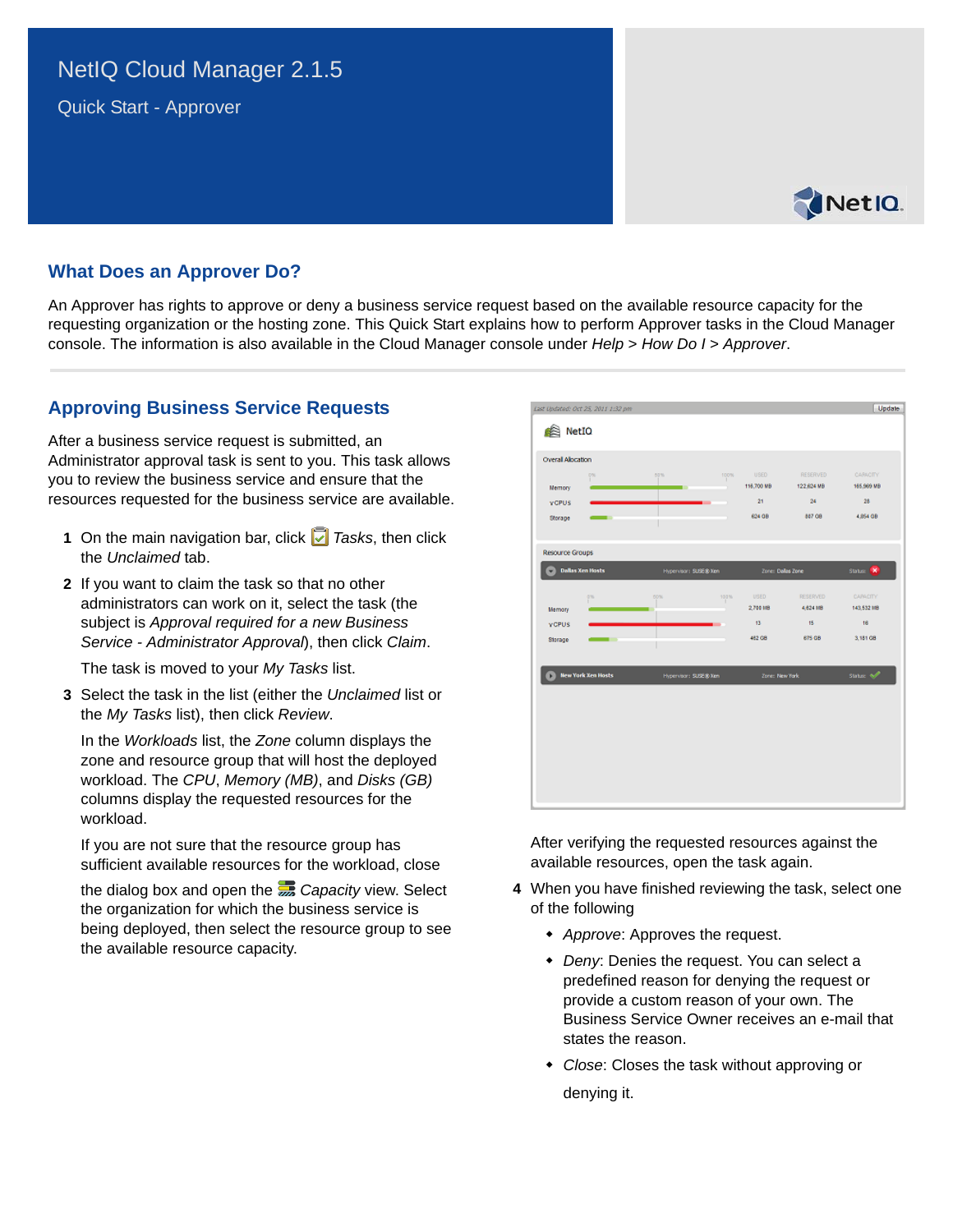# NetIQ Cloud Manager 2.1.5

Quick Start - Approver

## What Does an Approver Do?

An Approver has rights to approve or deny a business service request based on the available resource capacity for the requesting organization or the hosting zone. This Quick Start explains how to perform Approver tasks in the Cloud Manager console. The information is also available in the Cloud Manager console under *Help > How Do I > Approver*.

## Approving Business Service Requests

After a business service request is submitted, an Administrator approval task is sent to you. This task allows you to review the business service and ensure that the resources requested for the business service are available.

1. On the main navigation bar, click *Tasks*, then click the *Unclaimed* tab.
2. If you want to claim the task so that no other administrators can work on it, select the task (the subject is *Approval required for a new Business Service - Administrator Approval*), then click *Claim*.

   The task is moved to your *My Tasks* list.
3. Select the task in the list (either the *Unclaimed* list or the *My Tasks* list), then click *Review*.

   In the *Workloads* list, the *Zone* column displays the zone and resource group that will host the deployed workload. The *CPU*, *Memory (MB)*, and *Disks (GB)* columns display the requested resources for the workload.

   If you are not sure that the resource group has sufficient available resources for the workload, close the dialog box and open the *Capacity* view. Select the organization for which the business service is being deployed, then select the resource group to see the available resource capacity.

   After verifying the requested resources against the available resources, open the task again.
4. When you have finished reviewing the task, select one of the following
   - *Approve*: Approves the request.
   - *Deny*: Denies the request. You can select a predefined reason for denying the request or provide a custom reason of your own. The Business Service Owner receives an e-mail that states the reason.
   - *Close*: Closes the task without approving or denying it.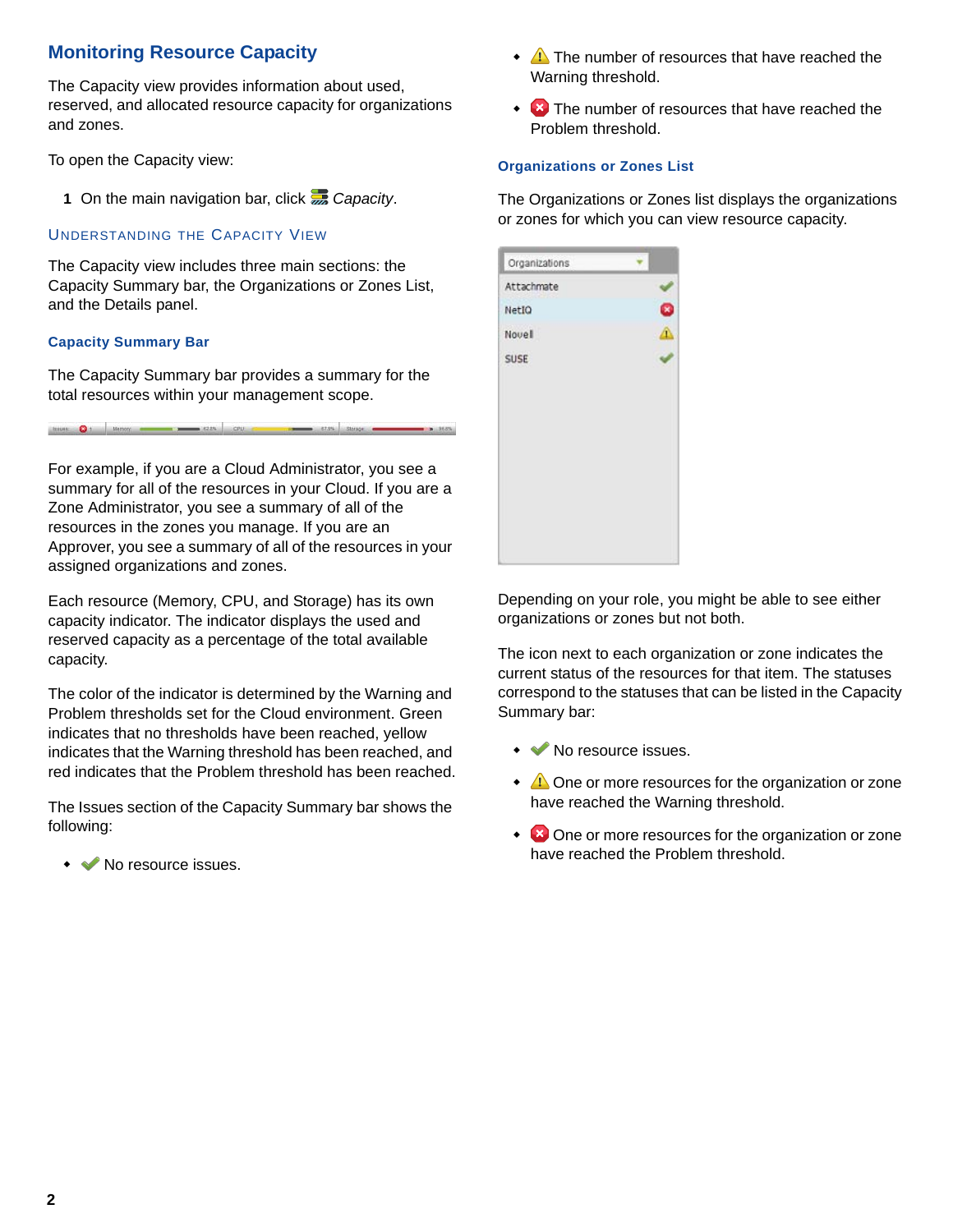## Monitoring Resource Capacity

The Capacity view provides information about used, reserved, and allocated resource capacity for organizations and zones.

To open the Capacity view:

1. On the main navigation bar, click *Capacity*.

### Understanding the Capacity View

The Capacity view includes three main sections: the Capacity Summary bar, the Organizations or Zones List, and the Details panel.

#### Capacity Summary Bar

The Capacity Summary bar provides a summary for the total resources within your management scope.

For example, if you are a Cloud Administrator, you see a summary for all of the resources in your Cloud. If you are a Zone Administrator, you see a summary of all of the resources in the zones you manage. If you are an Approver, you see a summary of all of the resources in your assigned organizations and zones.

Each resource (Memory, CPU, and Storage) has its own capacity indicator. The indicator displays the used and reserved capacity as a percentage of the total available capacity.

The color of the indicator is determined by the Warning and Problem thresholds set for the Cloud environment. Green indicates that no thresholds have been reached, yellow indicates that the Warning threshold has been reached, and red indicates that the Problem threshold has been reached.

The Issues section of the Capacity Summary bar shows the following:

- No resource issues.
- The number of resources that have reached the Warning threshold.
- The number of resources that have reached the Problem threshold.

#### Organizations or Zones List

The Organizations or Zones list displays the organizations or zones for which you can view resource capacity.

Depending on your role, you might be able to see either organizations or zones but not both.

The icon next to each organization or zone indicates the current status of the resources for that item. The statuses correspond to the statuses that can be listed in the Capacity Summary bar:

- No resource issues.
- One or more resources for the organization or zone have reached the Warning threshold.
- One or more resources for the organization or zone have reached the Problem threshold.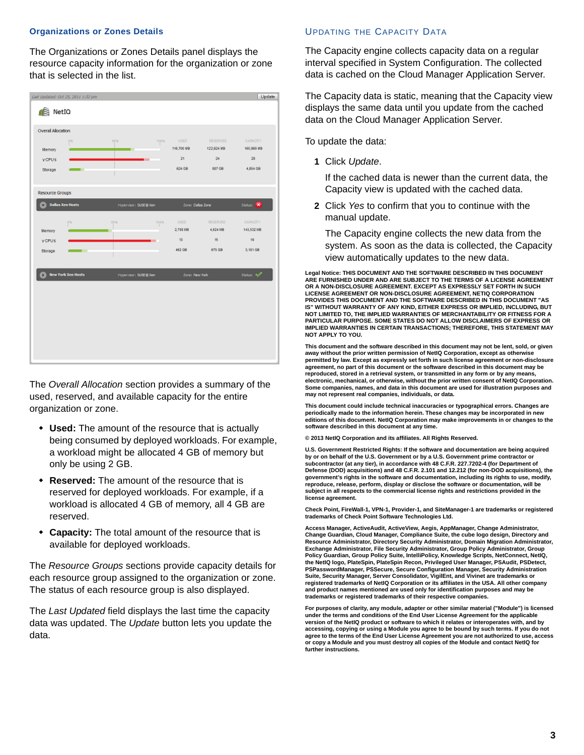### Organizations or Zones Details

The Organizations or Zones Details panel displays the resource capacity information for the organization or zone that is selected in the list.

The *Overall Allocation* section provides a summary of the used, reserved, and available capacity for the entire organization or zone.

- **Used:** The amount of the resource that is actually being consumed by deployed workloads. For example, a workload might be allocated 4 GB of memory but only be using 2 GB.
- **Reserved:** The amount of the resource that is reserved for deployed workloads. For example, if a workload is allocated 4 GB of memory, all 4 GB are reserved.
- **Capacity:** The total amount of the resource that is available for deployed workloads.

The *Resource Groups* sections provide capacity details for each resource group assigned to the organization or zone. The status of each resource group is also displayed.

The *Last Updated* field displays the last time the capacity data was updated. The *Update* button lets you update the data.

### Updating the Capacity Data

The Capacity engine collects capacity data on a regular interval specified in System Configuration. The collected data is cached on the Cloud Manager Application Server.

The Capacity data is static, meaning that the Capacity view displays the same data until you update from the cached data on the Cloud Manager Application Server.

To update the data:

1. Click *Update*.

   If the cached data is newer than the current data, the Capacity view is updated with the cached data.

2. Click *Yes* to confirm that you to continue with the manual update.

   The Capacity engine collects the new data from the system. As soon as the data is collected, the Capacity view automatically updates to the new data.

**Legal Notice: THIS DOCUMENT AND THE SOFTWARE DESCRIBED IN THIS DOCUMENT ARE FURNISHED UNDER AND ARE SUBJECT TO THE TERMS OF A LICENSE AGREEMENT OR A NON-DISCLOSURE AGREEMENT. EXCEPT AS EXPRESSLY SET FORTH IN SUCH LICENSE AGREEMENT OR NON-DISCLOSURE AGREEMENT, NETIQ CORPORATION PROVIDES THIS DOCUMENT AND THE SOFTWARE DESCRIBED IN THIS DOCUMENT "AS IS" WITHOUT WARRANTY OF ANY KIND, EITHER EXPRESS OR IMPLIED, INCLUDING, BUT NOT LIMITED TO, THE IMPLIED WARRANTIES OF MERCHANTABILITY OR FITNESS FOR A PARTICULAR PURPOSE. SOME STATES DO NOT ALLOW DISCLAIMERS OF EXPRESS OR IMPLIED WARRANTIES IN CERTAIN TRANSACTIONS; THEREFORE, THIS STATEMENT MAY NOT APPLY TO YOU.**

**This document and the software described in this document may not be lent, sold, or given away without the prior written permission of NetIQ Corporation, except as otherwise permitted by law. Except as expressly set forth in such license agreement or non-disclosure agreement, no part of this document or the software described in this document may be reproduced, stored in a retrieval system, or transmitted in any form or by any means, electronic, mechanical, or otherwise, without the prior written consent of NetIQ Corporation. Some companies, names, and data in this document are used for illustration purposes and may not represent real companies, individuals, or data.**

**This document could include technical inaccuracies or typographical errors. Changes are periodically made to the information herein. These changes may be incorporated in new editions of this document. NetIQ Corporation may make improvements in or changes to the software described in this document at any time.**

**© 2013 NetIQ Corporation and its affiliates. All Rights Reserved.**

**U.S. Government Restricted Rights: If the software and documentation are being acquired by or on behalf of the U.S. Government or by a U.S. Government prime contractor or subcontractor (at any tier), in accordance with 48 C.F.R. 227.7202-4 (for Department of Defense (DOD) acquisitions) and 48 C.F.R. 2.101 and 12.212 (for non-DOD acquisitions), the government's rights in the software and documentation, including its rights to use, modify, reproduce, release, perform, display or disclose the software or documentation, will be subject in all respects to the commercial license rights and restrictions provided in the license agreement.**

**Check Point, FireWall-1, VPN-1, Provider-1, and SiteManager-1 are trademarks or registered trademarks of Check Point Software Technologies Ltd.**

**Access Manager, ActiveAudit, ActiveView, Aegis, AppManager, Change Administrator, Change Guardian, Cloud Manager, Compliance Suite, the cube logo design, Directory and Resource Administrator, Directory Security Administrator, Domain Migration Administrator, Exchange Administrator, File Security Administrator, Group Policy Administrator, Group Policy Guardian, Group Policy Suite, IntelliPolicy, Knowledge Scripts, NetConnect, NetIQ, the NetIQ logo, PlateSpin, PlateSpin Recon, Privileged User Manager, PSAudit, PSDetect, PSPasswordManager, PSSecure, Secure Configuration Manager, Security Administration Suite, Security Manager, Server Consolidator, VigilEnt, and Vivinet are trademarks or registered trademarks of NetIQ Corporation or its affiliates in the USA. All other company and product names mentioned are used only for identification purposes and may be trademarks or registered trademarks of their respective companies.**

**For purposes of clarity, any module, adapter or other similar material ("Module") is licensed under the terms and conditions of the End User License Agreement for the applicable version of the NetIQ product or software to which it relates or interoperates with, and by accessing, copying or using a Module you agree to be bound by such terms. If you do not agree to the terms of the End User License Agreement you are not authorized to use, access or copy a Module and you must destroy all copies of the Module and contact NetIQ for further instructions.**